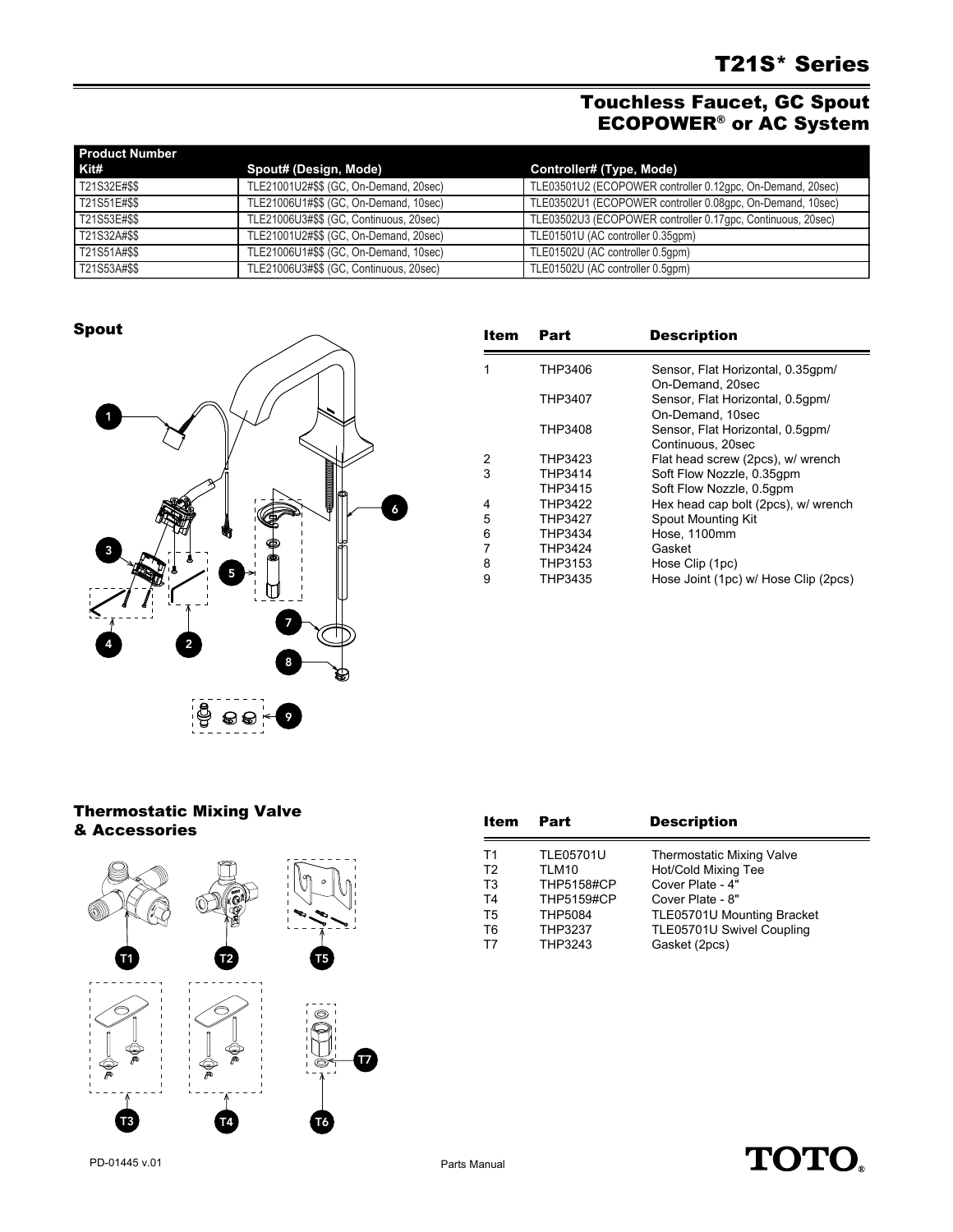# T21S* Series

## Touchless Faucet, GC Spout ECOPOWER® or AC System

| Product Number Kit# | Spout# (Design, Mode) | Controller# (Type, Mode) |
|---|---|---|
| T21S32E#$$ | TLE21001U2#$$ (GC, On-Demand, 20sec) | TLE03501U2 (ECOPOWER controller 0.12gpc, On-Demand, 20sec) |
| T21S51E#$$ | TLE21006U1#$$ (GC, On-Demand, 10sec) | TLE03502U1 (ECOPOWER controller 0.08gpc, On-Demand, 10sec) |
| T21S53E#$$ | TLE21006U3#$$ (GC, Continuous, 20sec) | TLE03502U3 (ECOPOWER controller 0.17gpc, Continuous, 20sec) |
| T21S32A#$$ | TLE21001U2#$$ (GC, On-Demand, 20sec) | TLE01501U (AC controller 0.35gpm) |
| T21S51A#$$ | TLE21006U1#$$ (GC, On-Demand, 10sec) | TLE01502U (AC controller 0.5gpm) |
| T21S53A#$$ | TLE21006U3#$$ (GC, Continuous, 20sec) | TLE01502U (AC controller 0.5gpm) |

### Spout

| Item | Part | Description |
|---|---|---|
| 1 | THP3406 | Sensor, Flat Horizontal, 0.35gpm/ On-Demand, 20sec |
| | THP3407 | Sensor, Flat Horizontal, 0.5gpm/ On-Demand, 10sec |
| | THP3408 | Sensor, Flat Horizontal, 0.5gpm/ Continuous, 20sec |
| 2 | THP3423 | Flat head screw (2pcs), w/ wrench |
| 3 | THP3414 | Soft Flow Nozzle, 0.35gpm |
| | THP3415 | Soft Flow Nozzle, 0.5gpm |
| 4 | THP3422 | Hex head cap bolt (2pcs), w/ wrench |
| 5 | THP3427 | Spout Mounting Kit |
| 6 | THP3434 | Hose, 1100mm |
| 7 | THP3424 | Gasket |
| 8 | THP3153 | Hose Clip (1pc) |
| 9 | THP3435 | Hose Joint (1pc) w/ Hose Clip (2pcs) |

### Thermostatic Mixing Valve & Accessories

| Item | Part | Description |
|---|---|---|
| T1 | TLE05701U | Thermostatic Mixing Valve |
| T2 | TLM10 | Hot/Cold Mixing Tee |
| T3 | THP5158#CP | Cover Plate - 4" |
| T4 | THP5159#CP | Cover Plate - 8" |
| T5 | THP5084 | TLE05701U Mounting Bracket |
| T6 | THP3237 | TLE05701U Swivel Coupling |
| T7 | THP3243 | Gasket (2pcs) |

PD-01445 v.01 Parts Manual

TOTO®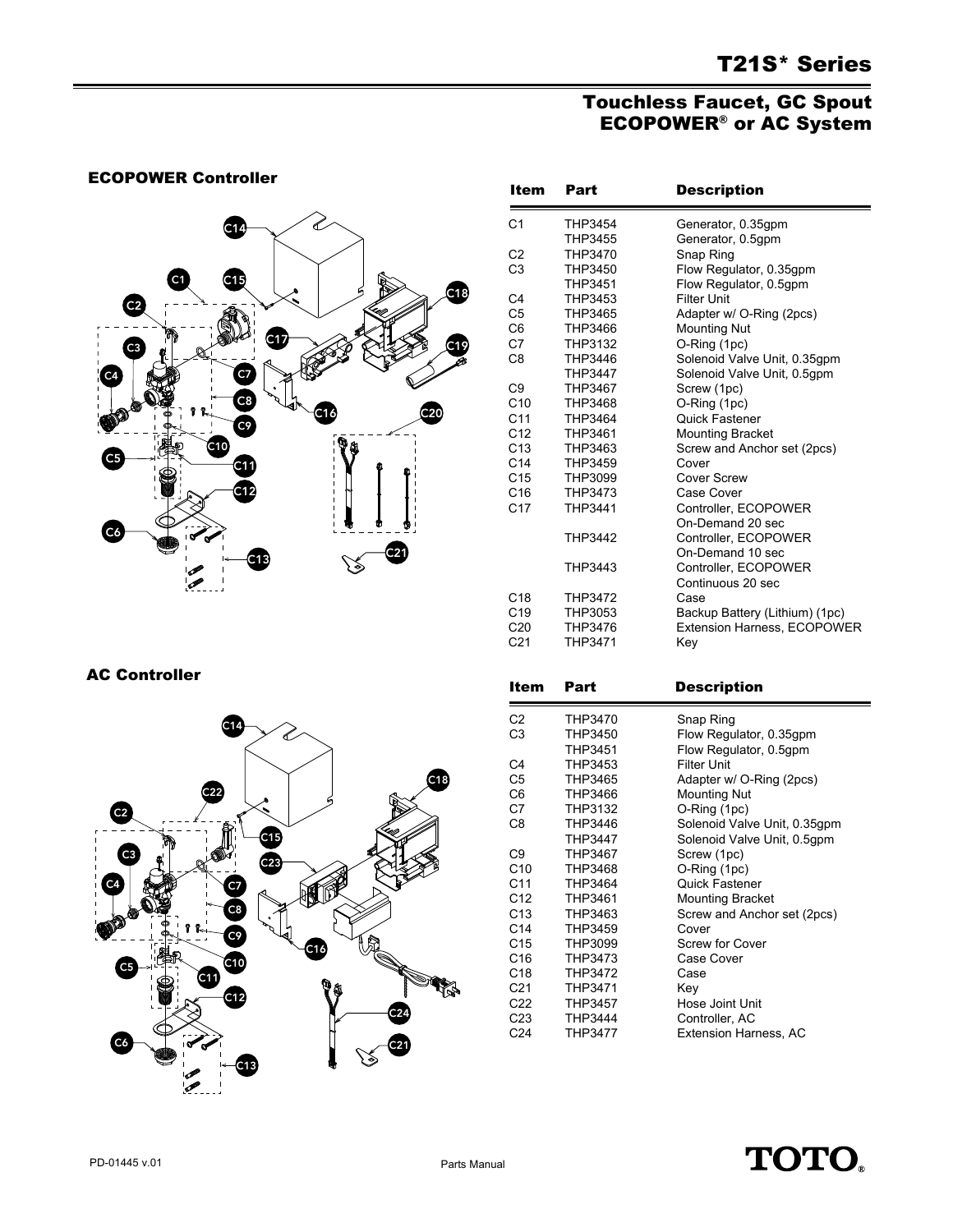# T21S* Series

## Touchless Faucet, GC Spout ECOPOWER® or AC System

### ECOPOWER Controller

| Item | Part | Description |
|---|---|---|
| C1 | THP3454 | Generator, 0.35gpm |
| | THP3455 | Generator, 0.5gpm |
| C2 | THP3470 | Snap Ring |
| C3 | THP3450 | Flow Regulator, 0.35gpm |
| | THP3451 | Flow Regulator, 0.5gpm |
| C4 | THP3453 | Filter Unit |
| C5 | THP3465 | Adapter w/ O-Ring (2pcs) |
| C6 | THP3466 | Mounting Nut |
| C7 | THP3132 | O-Ring (1pc) |
| C8 | THP3446 | Solenoid Valve Unit, 0.35gpm |
| | THP3447 | Solenoid Valve Unit, 0.5gpm |
| C9 | THP3467 | Screw (1pc) |
| C10 | THP3468 | O-Ring (1pc) |
| C11 | THP3464 | Quick Fastener |
| C12 | THP3461 | Mounting Bracket |
| C13 | THP3463 | Screw and Anchor set (2pcs) |
| C14 | THP3459 | Cover |
| C15 | THP3099 | Cover Screw |
| C16 | THP3473 | Case Cover |
| C17 | THP3441 | Controller, ECOPOWER On-Demand 20 sec |
| | THP3442 | Controller, ECOPOWER On-Demand 10 sec |
| | THP3443 | Controller, ECOPOWER Continuous 20 sec |
| C18 | THP3472 | Case |
| C19 | THP3053 | Backup Battery (Lithium) (1pc) |
| C20 | THP3476 | Extension Harness, ECOPOWER |
| C21 | THP3471 | Key |

### AC Controller

| Item | Part | Description |
|---|---|---|
| C2 | THP3470 | Snap Ring |
| C3 | THP3450 | Flow Regulator, 0.35gpm |
| | THP3451 | Flow Regulator, 0.5gpm |
| C4 | THP3453 | Filter Unit |
| C5 | THP3465 | Adapter w/ O-Ring (2pcs) |
| C6 | THP3466 | Mounting Nut |
| C7 | THP3132 | O-Ring (1pc) |
| C8 | THP3446 | Solenoid Valve Unit, 0.35gpm |
| | THP3447 | Solenoid Valve Unit, 0.5gpm |
| C9 | THP3467 | Screw (1pc) |
| C10 | THP3468 | O-Ring (1pc) |
| C11 | THP3464 | Quick Fastener |
| C12 | THP3461 | Mounting Bracket |
| C13 | THP3463 | Screw and Anchor set (2pcs) |
| C14 | THP3459 | Cover |
| C15 | THP3099 | Screw for Cover |
| C16 | THP3473 | Case Cover |
| C18 | THP3472 | Case |
| C21 | THP3471 | Key |
| C22 | THP3457 | Hose Joint Unit |
| C23 | THP3444 | Controller, AC |
| C24 | THP3477 | Extension Harness, AC |

PD-01445 v.01

Parts Manual